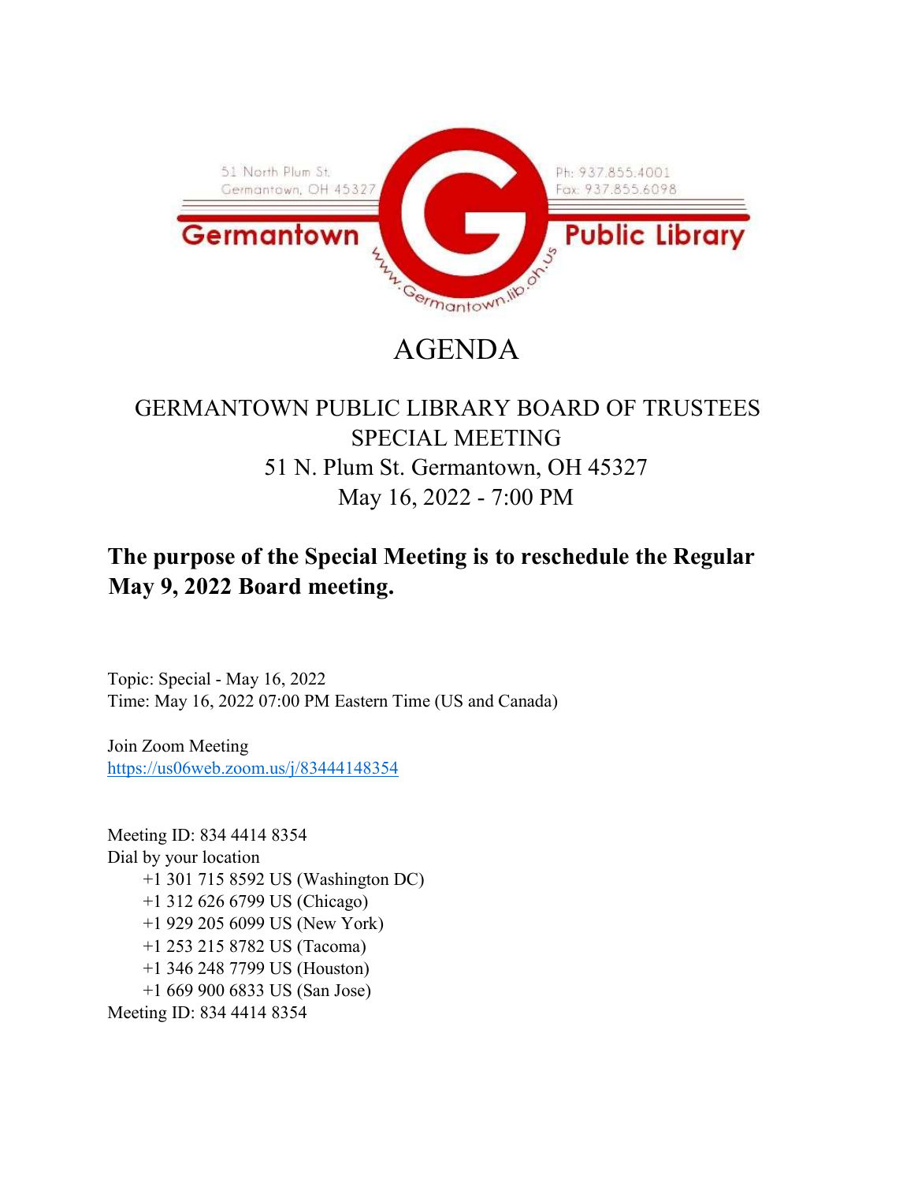51 North Plum St.
Germantown, OH 45327

Ph: 937.855.4001
Fax: 937.855.6098

**Germantown Public Library**

www.Germantown.lib.oh.us

# AGENDA

## GERMANTOWN PUBLIC LIBRARY BOARD OF TRUSTEES
## SPECIAL MEETING
## 51 N. Plum St. Germantown, OH 45327
## May 16, 2022 - 7:00 PM

**The purpose of the Special Meeting is to reschedule the Regular May 9, 2022 Board meeting.**

Topic: Special - May 16, 2022
Time: May 16, 2022 07:00 PM Eastern Time (US and Canada)

Join Zoom Meeting
https://us06web.zoom.us/j/83444148354

Meeting ID: 834 4414 8354
Dial by your location
+1 301 715 8592 US (Washington DC)
+1 312 626 6799 US (Chicago)
+1 929 205 6099 US (New York)
+1 253 215 8782 US (Tacoma)
+1 346 248 7799 US (Houston)
+1 669 900 6833 US (San Jose)
Meeting ID: 834 4414 8354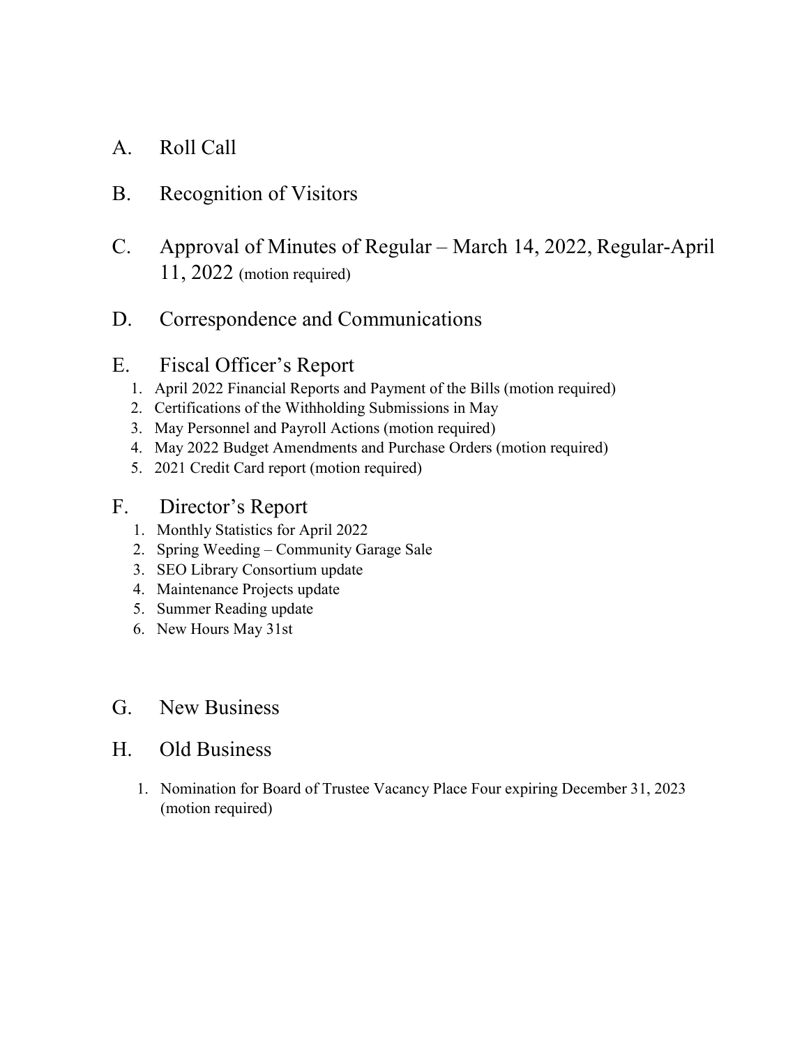A. Roll Call

B. Recognition of Visitors

C. Approval of Minutes of Regular – March 14, 2022, Regular-April 11, 2022 (motion required)

D. Correspondence and Communications

E. Fiscal Officer's Report

1. April 2022 Financial Reports and Payment of the Bills (motion required)
2. Certifications of the Withholding Submissions in May
3. May Personnel and Payroll Actions (motion required)
4. May 2022 Budget Amendments and Purchase Orders (motion required)
5. 2021 Credit Card report (motion required)

F. Director's Report

1. Monthly Statistics for April 2022
2. Spring Weeding – Community Garage Sale
3. SEO Library Consortium update
4. Maintenance Projects update
5. Summer Reading update
6. New Hours May 31st

G. New Business

H. Old Business

1. Nomination for Board of Trustee Vacancy Place Four expiring December 31, 2023 (motion required)